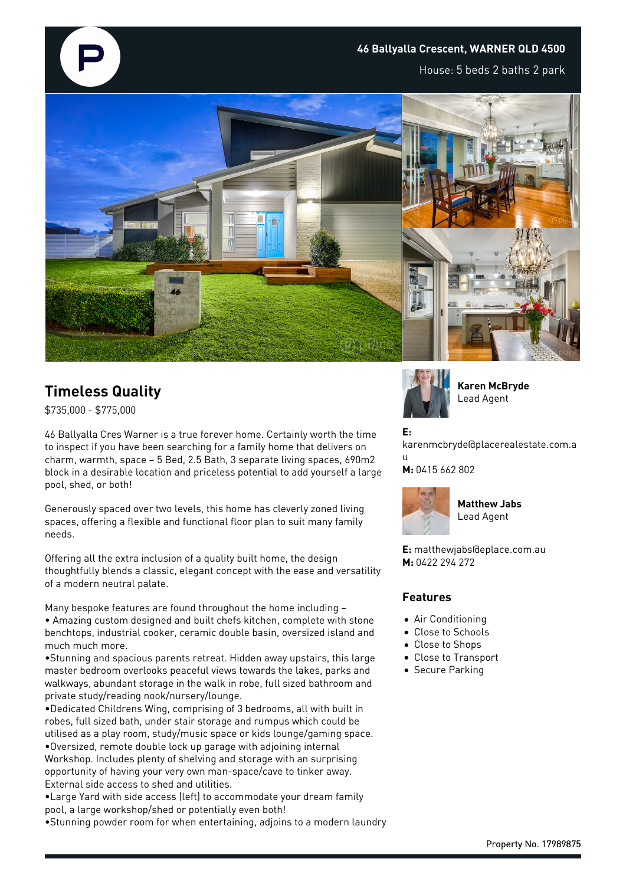**46 Ballyalla Crescent, WARNER QLD 4500**

House: 5 beds 2 baths 2 park

## Timeless Quality

$735,000 - $775,000

46 Ballyalla Cres Warner is a true forever home. Certainly worth the time to inspect if you have been searching for a family home that delivers on charm, warmth, space – 5 Bed, 2.5 Bath, 3 separate living spaces, 690m2 block in a desirable location and priceless potential to add yourself a large pool, shed, or both!

Generously spaced over two levels, this home has cleverly zoned living spaces, offering a flexible and functional floor plan to suit many family needs.

Offering all the extra inclusion of a quality built home, the design thoughtfully blends a classic, elegant concept with the ease and versatility of a modern neutral palate.

Many bespoke features are found throughout the home including –
• Amazing custom designed and built chefs kitchen, complete with stone benchtops, industrial cooker, ceramic double basin, oversized island and much much more.
•Stunning and spacious parents retreat. Hidden away upstairs, this large master bedroom overlooks peaceful views towards the lakes, parks and walkways, abundant storage in the walk in robe, full sized bathroom and private study/reading nook/nursery/lounge.
•Dedicated Childrens Wing, comprising of 3 bedrooms, all with built in robes, full sized bath, under stair storage and rumpus which could be utilised as a play room, study/music space or kids lounge/gaming space.
•Oversized, remote double lock up garage with adjoining internal Workshop. Includes plenty of shelving and storage with an surprising opportunity of having your very own man-space/cave to tinker away. External side access to shed and utilities.
•Large Yard with side access (left) to accommodate your dream family pool, a large workshop/shed or potentially even both!
•Stunning powder room for when entertaining, adjoins to a modern laundry

**Karen McBryde**
Lead Agent

**E:** karenmcbryde@placerealestate.com.au
**M:** 0415 662 802

**Matthew Jabs**
Lead Agent

**E:** matthewjabs@eplace.com.au
**M:** 0422 294 272

### Features

- Air Conditioning
- Close to Schools
- Close to Shops
- Close to Transport
- Secure Parking

Property No. 17989875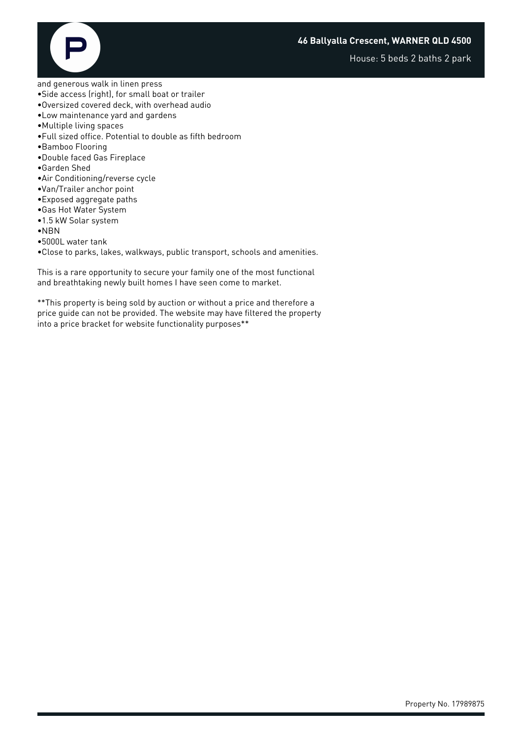and generous walk in linen press

- •Side access (right), for small boat or trailer
- •Oversized covered deck, with overhead audio
- •Low maintenance yard and gardens
- •Multiple living spaces
- •Full sized office. Potential to double as fifth bedroom
- •Bamboo Flooring
- •Double faced Gas Fireplace
- •Garden Shed
- •Air Conditioning/reverse cycle
- •Van/Trailer anchor point
- •Exposed aggregate paths
- •Gas Hot Water System
- •1.5 kW Solar system
- •NBN
- •5000L water tank
- •Close to parks, lakes, walkways, public transport, schools and amenities.

This is a rare opportunity to secure your family one of the most functional and breathtaking newly built homes I have seen come to market.

**This property is being sold by auction or without a price and therefore a price guide can not be provided. The website may have filtered the property into a price bracket for website functionality purposes**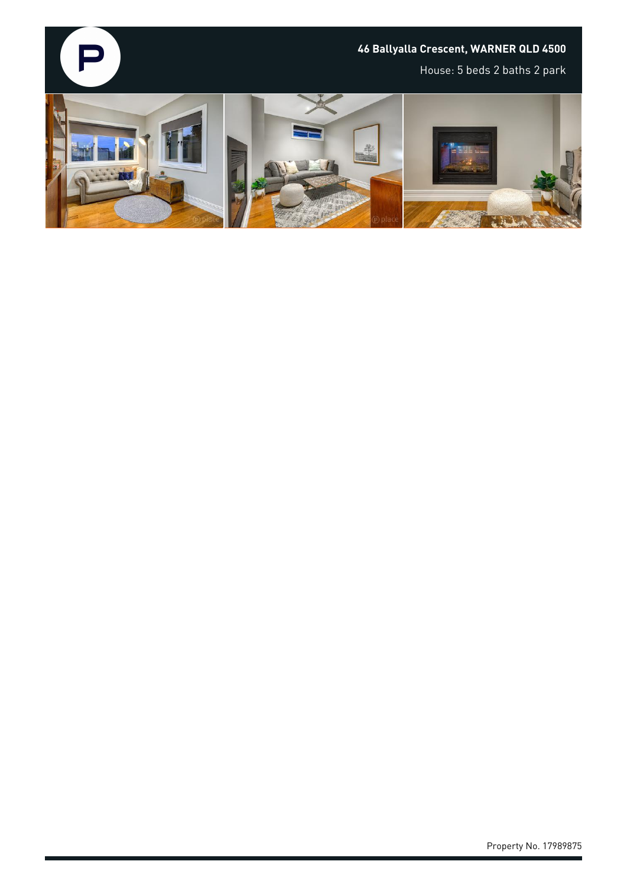**46 Ballyalla Crescent, WARNER QLD 4500**

House: 5 beds 2 baths 2 park

Property No. 17989875